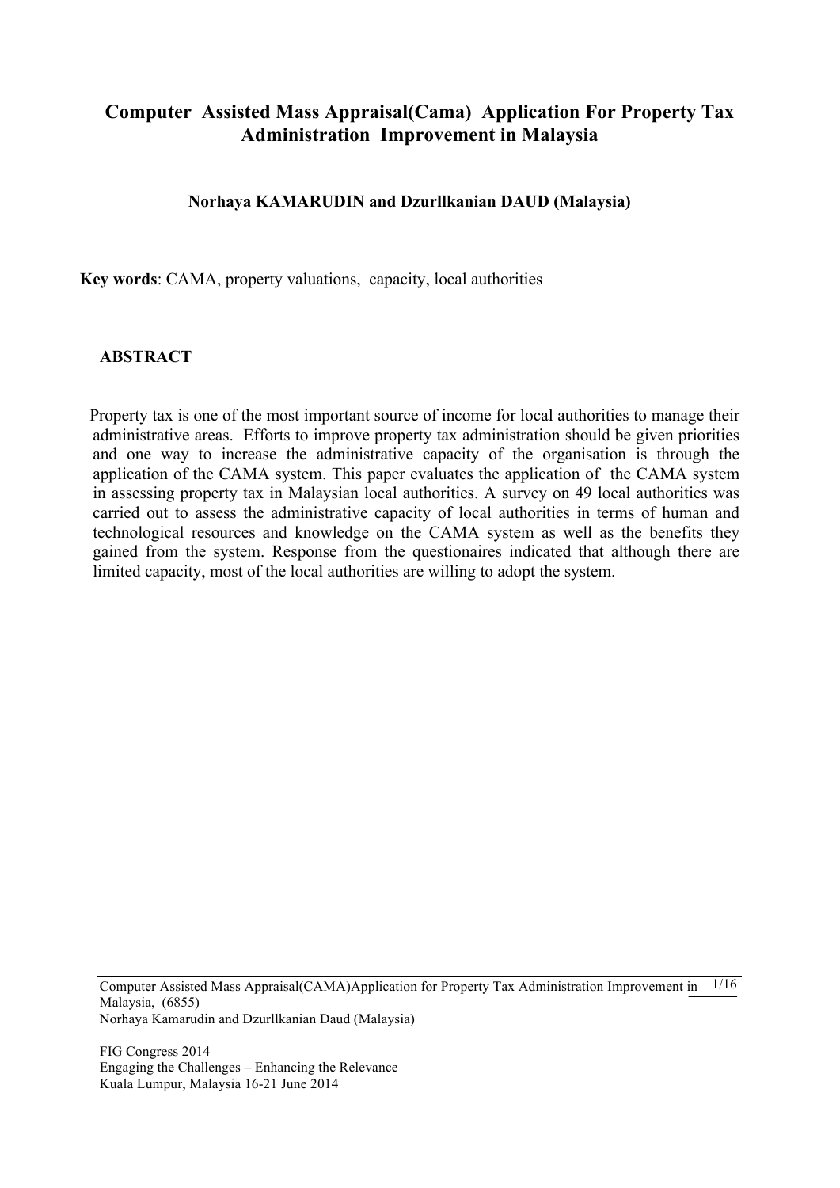# Computer Assisted Mass Appraisal(Cama) Application For Property Tax Administration Improvement in Malaysia

**Norhaya KAMARUDIN and Dzurllkanian DAUD (Malaysia)**

**Key words**: CAMA, property valuations, capacity, local authorities

## ABSTRACT

Property tax is one of the most important source of income for local authorities to manage their administrative areas. Efforts to improve property tax administration should be given priorities and one way to increase the administrative capacity of the organisation is through the application of the CAMA system. This paper evaluates the application of the CAMA system in assessing property tax in Malaysian local authorities. A survey on 49 local authorities was carried out to assess the administrative capacity of local authorities in terms of human and technological resources and knowledge on the CAMA system as well as the benefits they gained from the system. Response from the questionaires indicated that although there are limited capacity, most of the local authorities are willing to adopt the system.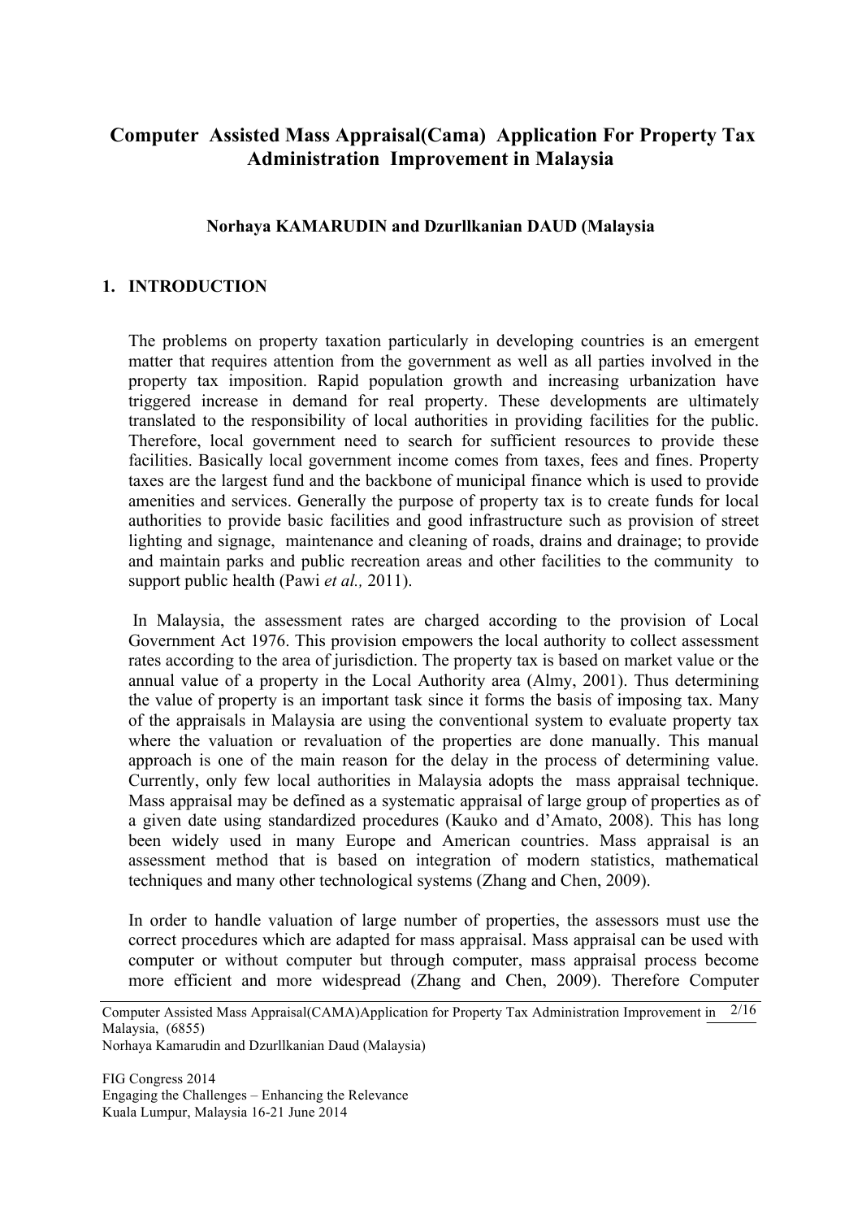# Computer Assisted Mass Appraisal(Cama) Application For Property Tax Administration Improvement in Malaysia

**Norhaya KAMARUDIN and Dzurllkanian DAUD (Malaysia**

## 1. INTRODUCTION

The problems on property taxation particularly in developing countries is an emergent matter that requires attention from the government as well as all parties involved in the property tax imposition. Rapid population growth and increasing urbanization have triggered increase in demand for real property. These developments are ultimately translated to the responsibility of local authorities in providing facilities for the public. Therefore, local government need to search for sufficient resources to provide these facilities. Basically local government income comes from taxes, fees and fines. Property taxes are the largest fund and the backbone of municipal finance which is used to provide amenities and services. Generally the purpose of property tax is to create funds for local authorities to provide basic facilities and good infrastructure such as provision of street lighting and signage, maintenance and cleaning of roads, drains and drainage; to provide and maintain parks and public recreation areas and other facilities to the community to support public health (Pawi *et al.,* 2011).

In Malaysia, the assessment rates are charged according to the provision of Local Government Act 1976. This provision empowers the local authority to collect assessment rates according to the area of jurisdiction. The property tax is based on market value or the annual value of a property in the Local Authority area (Almy, 2001). Thus determining the value of property is an important task since it forms the basis of imposing tax. Many of the appraisals in Malaysia are using the conventional system to evaluate property tax where the valuation or revaluation of the properties are done manually. This manual approach is one of the main reason for the delay in the process of determining value. Currently, only few local authorities in Malaysia adopts the mass appraisal technique. Mass appraisal may be defined as a systematic appraisal of large group of properties as of a given date using standardized procedures (Kauko and d'Amato, 2008). This has long been widely used in many Europe and American countries. Mass appraisal is an assessment method that is based on integration of modern statistics, mathematical techniques and many other technological systems (Zhang and Chen, 2009).

In order to handle valuation of large number of properties, the assessors must use the correct procedures which are adapted for mass appraisal. Mass appraisal can be used with computer or without computer but through computer, mass appraisal process become more efficient and more widespread (Zhang and Chen, 2009). Therefore Computer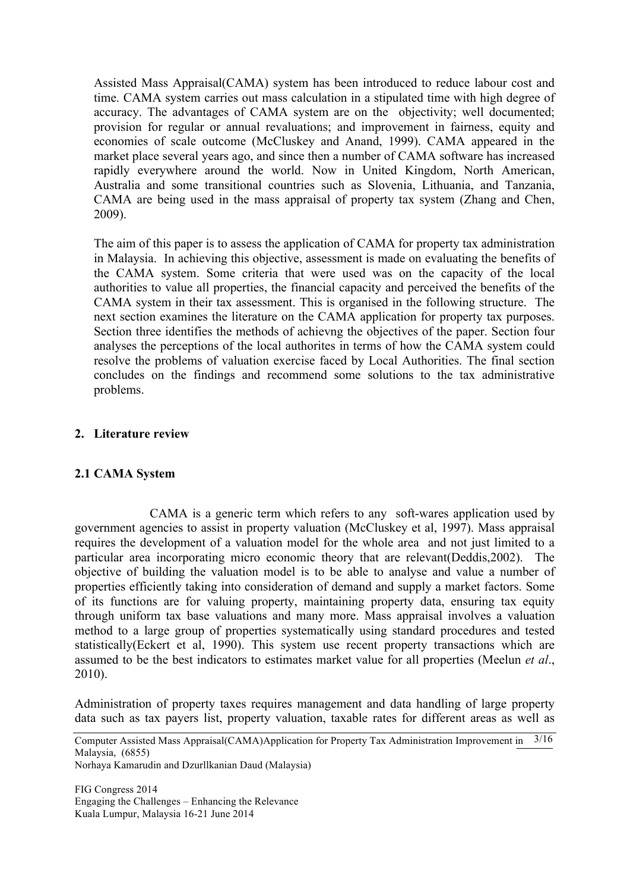Assisted Mass Appraisal(CAMA) system has been introduced to reduce labour cost and time. CAMA system carries out mass calculation in a stipulated time with high degree of accuracy. The advantages of CAMA system are on the objectivity; well documented; provision for regular or annual revaluations; and improvement in fairness, equity and economies of scale outcome (McCluskey and Anand, 1999). CAMA appeared in the market place several years ago, and since then a number of CAMA software has increased rapidly everywhere around the world. Now in United Kingdom, North American, Australia and some transitional countries such as Slovenia, Lithuania, and Tanzania, CAMA are being used in the mass appraisal of property tax system (Zhang and Chen, 2009).

The aim of this paper is to assess the application of CAMA for property tax administration in Malaysia. In achieving this objective, assessment is made on evaluating the benefits of the CAMA system. Some criteria that were used was on the capacity of the local authorities to value all properties, the financial capacity and perceived the benefits of the CAMA system in their tax assessment. This is organised in the following structure. The next section examines the literature on the CAMA application for property tax purposes. Section three identifies the methods of achievng the objectives of the paper. Section four analyses the perceptions of the local authorites in terms of how the CAMA system could resolve the problems of valuation exercise faced by Local Authorities. The final section concludes on the findings and recommend some solutions to the tax administrative problems.

## 2. Literature review

### 2.1 CAMA System

CAMA is a generic term which refers to any soft-wares application used by government agencies to assist in property valuation (McCluskey et al, 1997). Mass appraisal requires the development of a valuation model for the whole area and not just limited to a particular area incorporating micro economic theory that are relevant(Deddis,2002). The objective of building the valuation model is to be able to analyse and value a number of properties efficiently taking into consideration of demand and supply a market factors. Some of its functions are for valuing property, maintaining property data, ensuring tax equity through uniform tax base valuations and many more. Mass appraisal involves a valuation method to a large group of properties systematically using standard procedures and tested statistically(Eckert et al, 1990). This system use recent property transactions which are assumed to be the best indicators to estimates market value for all properties (Meelun *et al*., 2010).

Administration of property taxes requires management and data handling of large property data such as tax payers list, property valuation, taxable rates for different areas as well as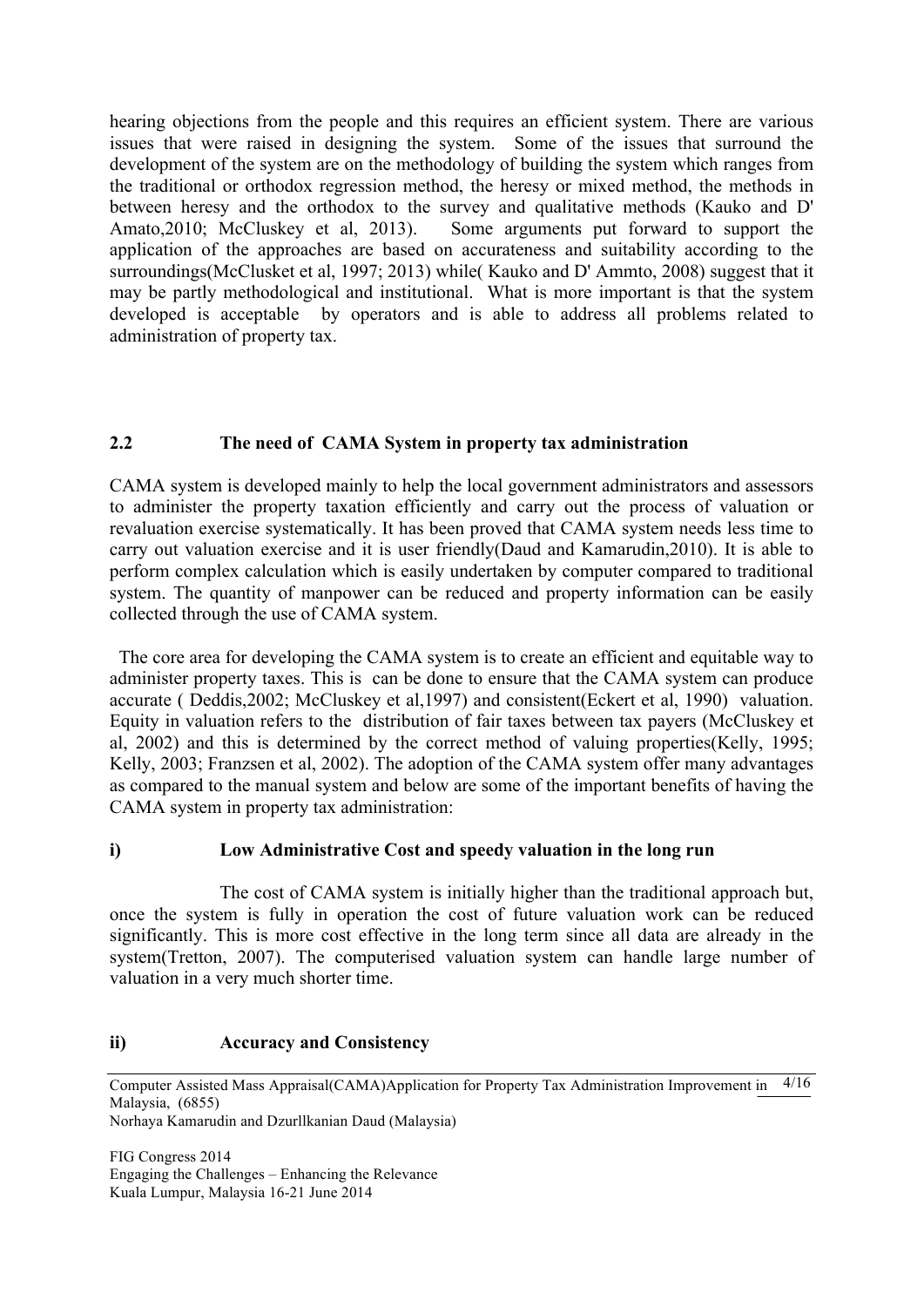hearing objections from the people and this requires an efficient system. There are various issues that were raised in designing the system. Some of the issues that surround the development of the system are on the methodology of building the system which ranges from the traditional or orthodox regression method, the heresy or mixed method, the methods in between heresy and the orthodox to the survey and qualitative methods (Kauko and D' Amato,2010; McCluskey et al, 2013). Some arguments put forward to support the application of the approaches are based on accurateness and suitability according to the surroundings(McClusket et al, 1997; 2013) while( Kauko and D' Ammto, 2008) suggest that it may be partly methodological and institutional. What is more important is that the system developed is acceptable by operators and is able to address all problems related to administration of property tax.

## 2.2 The need of CAMA System in property tax administration

CAMA system is developed mainly to help the local government administrators and assessors to administer the property taxation efficiently and carry out the process of valuation or revaluation exercise systematically. It has been proved that CAMA system needs less time to carry out valuation exercise and it is user friendly(Daud and Kamarudin,2010). It is able to perform complex calculation which is easily undertaken by computer compared to traditional system. The quantity of manpower can be reduced and property information can be easily collected through the use of CAMA system.

The core area for developing the CAMA system is to create an efficient and equitable way to administer property taxes. This is can be done to ensure that the CAMA system can produce accurate ( Deddis,2002; McCluskey et al,1997) and consistent(Eckert et al, 1990) valuation. Equity in valuation refers to the distribution of fair taxes between tax payers (McCluskey et al, 2002) and this is determined by the correct method of valuing properties(Kelly, 1995; Kelly, 2003; Franzsen et al, 2002). The adoption of the CAMA system offer many advantages as compared to the manual system and below are some of the important benefits of having the CAMA system in property tax administration:

### i) Low Administrative Cost and speedy valuation in the long run

The cost of CAMA system is initially higher than the traditional approach but, once the system is fully in operation the cost of future valuation work can be reduced significantly. This is more cost effective in the long term since all data are already in the system(Tretton, 2007). The computerised valuation system can handle large number of valuation in a very much shorter time.

### ii) Accuracy and Consistency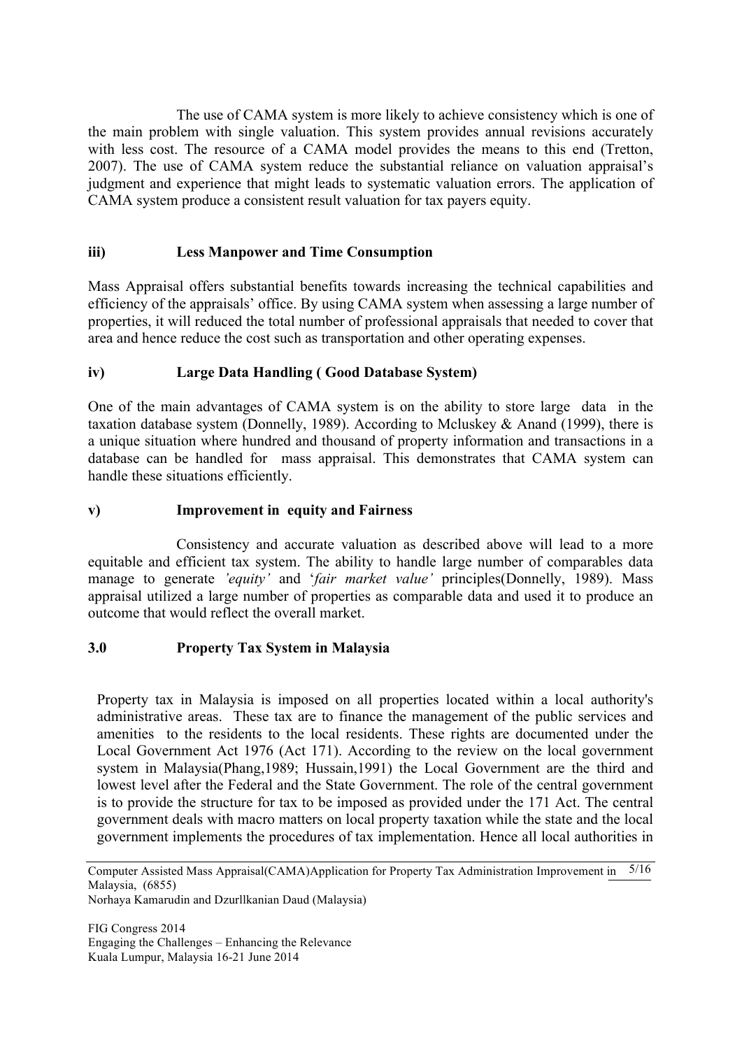The use of CAMA system is more likely to achieve consistency which is one of the main problem with single valuation. This system provides annual revisions accurately with less cost. The resource of a CAMA model provides the means to this end (Tretton, 2007). The use of CAMA system reduce the substantial reliance on valuation appraisal's judgment and experience that might leads to systematic valuation errors. The application of CAMA system produce a consistent result valuation for tax payers equity.

#### iii) Less Manpower and Time Consumption

Mass Appraisal offers substantial benefits towards increasing the technical capabilities and efficiency of the appraisals' office. By using CAMA system when assessing a large number of properties, it will reduced the total number of professional appraisals that needed to cover that area and hence reduce the cost such as transportation and other operating expenses.

#### iv) Large Data Handling ( Good Database System)

One of the main advantages of CAMA system is on the ability to store large data in the taxation database system (Donnelly, 1989). According to Mcluskey & Anand (1999), there is a unique situation where hundred and thousand of property information and transactions in a database can be handled for mass appraisal. This demonstrates that CAMA system can handle these situations efficiently.

#### v) Improvement in equity and Fairness

Consistency and accurate valuation as described above will lead to a more equitable and efficient tax system. The ability to handle large number of comparables data manage to generate *'equity'* and '*fair market value'* principles(Donnelly, 1989). Mass appraisal utilized a large number of properties as comparable data and used it to produce an outcome that would reflect the overall market.

## 3.0 Property Tax System in Malaysia

Property tax in Malaysia is imposed on all properties located within a local authority's administrative areas. These tax are to finance the management of the public services and amenities to the residents to the local residents. These rights are documented under the Local Government Act 1976 (Act 171). According to the review on the local government system in Malaysia(Phang,1989; Hussain,1991) the Local Government are the third and lowest level after the Federal and the State Government. The role of the central government is to provide the structure for tax to be imposed as provided under the 171 Act. The central government deals with macro matters on local property taxation while the state and the local government implements the procedures of tax implementation. Hence all local authorities in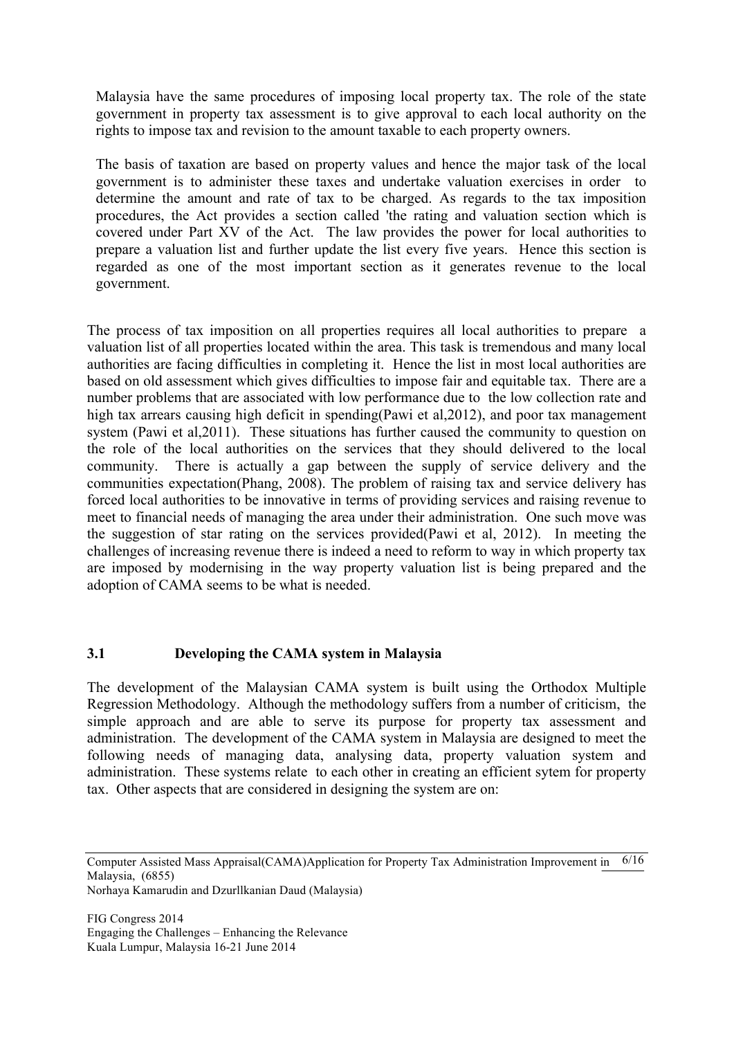Malaysia have the same procedures of imposing local property tax. The role of the state government in property tax assessment is to give approval to each local authority on the rights to impose tax and revision to the amount taxable to each property owners.

The basis of taxation are based on property values and hence the major task of the local government is to administer these taxes and undertake valuation exercises in order to determine the amount and rate of tax to be charged. As regards to the tax imposition procedures, the Act provides a section called 'the rating and valuation section which is covered under Part XV of the Act. The law provides the power for local authorities to prepare a valuation list and further update the list every five years. Hence this section is regarded as one of the most important section as it generates revenue to the local government.

The process of tax imposition on all properties requires all local authorities to prepare a valuation list of all properties located within the area. This task is tremendous and many local authorities are facing difficulties in completing it. Hence the list in most local authorities are based on old assessment which gives difficulties to impose fair and equitable tax. There are a number problems that are associated with low performance due to the low collection rate and high tax arrears causing high deficit in spending(Pawi et al,2012), and poor tax management system (Pawi et al,2011). These situations has further caused the community to question on the role of the local authorities on the services that they should delivered to the local community. There is actually a gap between the supply of service delivery and the communities expectation(Phang, 2008). The problem of raising tax and service delivery has forced local authorities to be innovative in terms of providing services and raising revenue to meet to financial needs of managing the area under their administration. One such move was the suggestion of star rating on the services provided(Pawi et al, 2012). In meeting the challenges of increasing revenue there is indeed a need to reform to way in which property tax are imposed by modernising in the way property valuation list is being prepared and the adoption of CAMA seems to be what is needed.

### 3.1 Developing the CAMA system in Malaysia

The development of the Malaysian CAMA system is built using the Orthodox Multiple Regression Methodology. Although the methodology suffers from a number of criticism, the simple approach and are able to serve its purpose for property tax assessment and administration. The development of the CAMA system in Malaysia are designed to meet the following needs of managing data, analysing data, property valuation system and administration. These systems relate to each other in creating an efficient sytem for property tax. Other aspects that are considered in designing the system are on: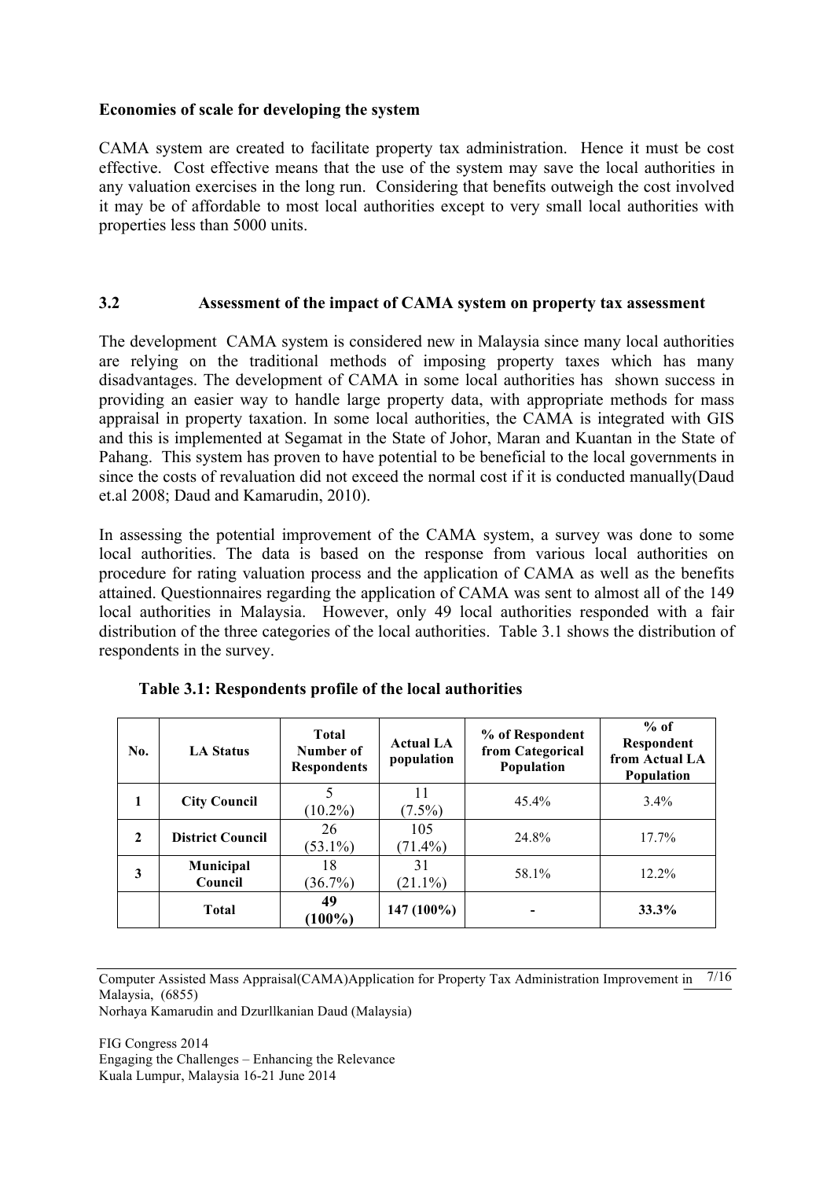**Economies of scale for developing the system**

CAMA system are created to facilitate property tax administration. Hence it must be cost effective. Cost effective means that the use of the system may save the local authorities in any valuation exercises in the long run. Considering that benefits outweigh the cost involved it may be of affordable to most local authorities except to very small local authorities with properties less than 5000 units.

### 3.2 Assessment of the impact of CAMA system on property tax assessment

The development CAMA system is considered new in Malaysia since many local authorities are relying on the traditional methods of imposing property taxes which has many disadvantages. The development of CAMA in some local authorities has shown success in providing an easier way to handle large property data, with appropriate methods for mass appraisal in property taxation. In some local authorities, the CAMA is integrated with GIS and this is implemented at Segamat in the State of Johor, Maran and Kuantan in the State of Pahang. This system has proven to have potential to be beneficial to the local governments in since the costs of revaluation did not exceed the normal cost if it is conducted manually(Daud et.al 2008; Daud and Kamarudin, 2010).

In assessing the potential improvement of the CAMA system, a survey was done to some local authorities. The data is based on the response from various local authorities on procedure for rating valuation process and the application of CAMA as well as the benefits attained. Questionnaires regarding the application of CAMA was sent to almost all of the 149 local authorities in Malaysia. However, only 49 local authorities responded with a fair distribution of the three categories of the local authorities. Table 3.1 shows the distribution of respondents in the survey.

**Table 3.1: Respondents profile of the local authorities**

| No. | LA Status | Total Number of Respondents | Actual LA population | % of Respondent from Categorical Population | % of Respondent from Actual LA Population |
|---|---|---|---|---|---|
| 1 | **City Council** | 5 (10.2%) | 11 (7.5%) | 45.4% | 3.4% |
| 2 | **District Council** | 26 (53.1%) | 105 (71.4%) | 24.8% | 17.7% |
| 3 | **Municipal Council** | 18 (36.7%) | 31 (21.1%) | 58.1% | 12.2% |
| | **Total** | **49 (100%)** | **147 (100%)** | **-** | **33.3%** |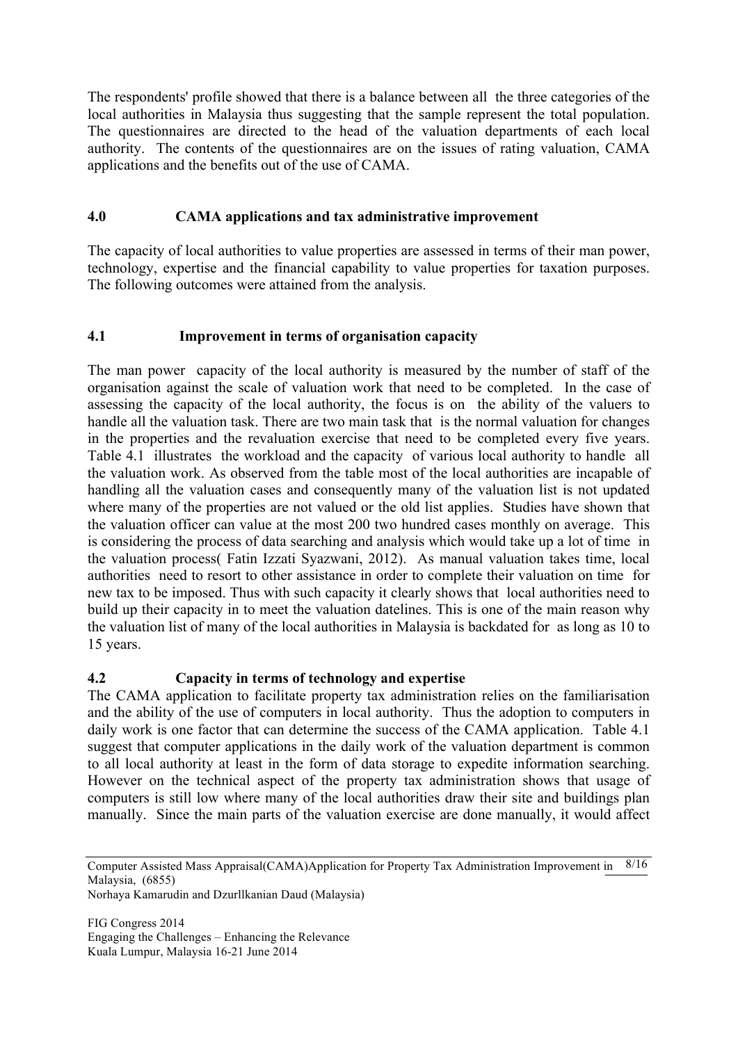The respondents' profile showed that there is a balance between all the three categories of the local authorities in Malaysia thus suggesting that the sample represent the total population. The questionnaires are directed to the head of the valuation departments of each local authority. The contents of the questionnaires are on the issues of rating valuation, CAMA applications and the benefits out of the use of CAMA.

## 4.0 CAMA applications and tax administrative improvement

The capacity of local authorities to value properties are assessed in terms of their man power, technology, expertise and the financial capability to value properties for taxation purposes. The following outcomes were attained from the analysis.

### 4.1 Improvement in terms of organisation capacity

The man power capacity of the local authority is measured by the number of staff of the organisation against the scale of valuation work that need to be completed. In the case of assessing the capacity of the local authority, the focus is on the ability of the valuers to handle all the valuation task. There are two main task that is the normal valuation for changes in the properties and the revaluation exercise that need to be completed every five years. Table 4.1 illustrates the workload and the capacity of various local authority to handle all the valuation work. As observed from the table most of the local authorities are incapable of handling all the valuation cases and consequently many of the valuation list is not updated where many of the properties are not valued or the old list applies. Studies have shown that the valuation officer can value at the most 200 two hundred cases monthly on average. This is considering the process of data searching and analysis which would take up a lot of time in the valuation process( Fatin Izzati Syazwani, 2012). As manual valuation takes time, local authorities need to resort to other assistance in order to complete their valuation on time for new tax to be imposed. Thus with such capacity it clearly shows that local authorities need to build up their capacity in to meet the valuation datelines. This is one of the main reason why the valuation list of many of the local authorities in Malaysia is backdated for as long as 10 to 15 years.

### 4.2 Capacity in terms of technology and expertise

The CAMA application to facilitate property tax administration relies on the familiarisation and the ability of the use of computers in local authority. Thus the adoption to computers in daily work is one factor that can determine the success of the CAMA application. Table 4.1 suggest that computer applications in the daily work of the valuation department is common to all local authority at least in the form of data storage to expedite information searching. However on the technical aspect of the property tax administration shows that usage of computers is still low where many of the local authorities draw their site and buildings plan manually. Since the main parts of the valuation exercise are done manually, it would affect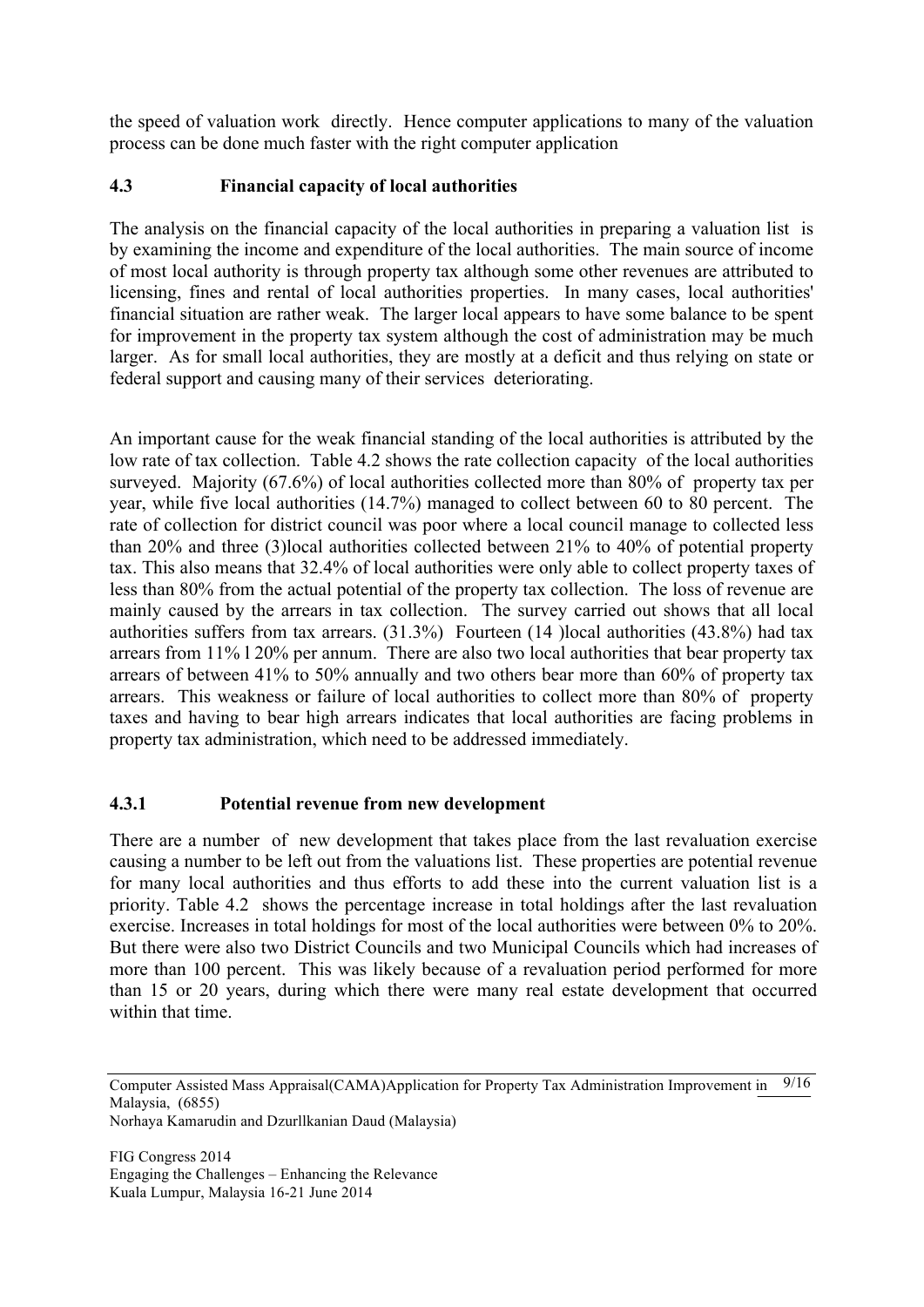the speed of valuation work directly. Hence computer applications to many of the valuation process can be done much faster with the right computer application

### 4.3 Financial capacity of local authorities

The analysis on the financial capacity of the local authorities in preparing a valuation list is by examining the income and expenditure of the local authorities. The main source of income of most local authority is through property tax although some other revenues are attributed to licensing, fines and rental of local authorities properties. In many cases, local authorities' financial situation are rather weak. The larger local appears to have some balance to be spent for improvement in the property tax system although the cost of administration may be much larger. As for small local authorities, they are mostly at a deficit and thus relying on state or federal support and causing many of their services deteriorating.

An important cause for the weak financial standing of the local authorities is attributed by the low rate of tax collection. Table 4.2 shows the rate collection capacity of the local authorities surveyed. Majority (67.6%) of local authorities collected more than 80% of property tax per year, while five local authorities (14.7%) managed to collect between 60 to 80 percent. The rate of collection for district council was poor where a local council manage to collected less than 20% and three (3)local authorities collected between 21% to 40% of potential property tax. This also means that 32.4% of local authorities were only able to collect property taxes of less than 80% from the actual potential of the property tax collection. The loss of revenue are mainly caused by the arrears in tax collection. The survey carried out shows that all local authorities suffers from tax arrears. (31.3%) Fourteen (14 )local authorities (43.8%) had tax arrears from 11% l 20% per annum. There are also two local authorities that bear property tax arrears of between 41% to 50% annually and two others bear more than 60% of property tax arrears. This weakness or failure of local authorities to collect more than 80% of property taxes and having to bear high arrears indicates that local authorities are facing problems in property tax administration, which need to be addressed immediately.

#### 4.3.1 Potential revenue from new development

There are a number of new development that takes place from the last revaluation exercise causing a number to be left out from the valuations list. These properties are potential revenue for many local authorities and thus efforts to add these into the current valuation list is a priority. Table 4.2 shows the percentage increase in total holdings after the last revaluation exercise. Increases in total holdings for most of the local authorities were between 0% to 20%. But there were also two District Councils and two Municipal Councils which had increases of more than 100 percent. This was likely because of a revaluation period performed for more than 15 or 20 years, during which there were many real estate development that occurred within that time.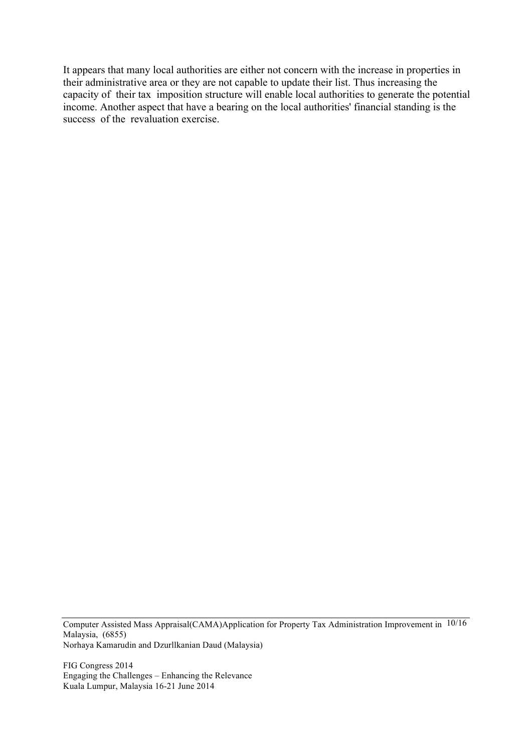It appears that many local authorities are either not concern with the increase in properties in their administrative area or they are not capable to update their list. Thus increasing the capacity of their tax imposition structure will enable local authorities to generate the potential income. Another aspect that have a bearing on the local authorities' financial standing is the success of the revaluation exercise.